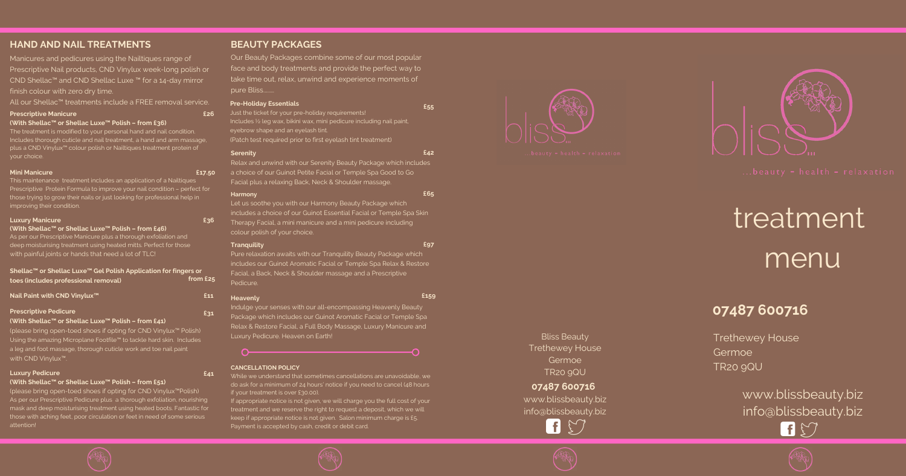## HAND AND NAIL TREATMENTS

Manicures and pedicures using the Nailtiques range of Prescriptive Nail products, CND Vinylux week-long polish or CND Shellac™ and CND Shellac Luxe ™ for a 14-day mirror finish colour with zero dry time.

All our Shellac™ treatments include a FREE removal service.

**Prescriptive Manicure** **£26**
**(With Shellac™ or Shellac Luxe™ Polish – from £36)**

The treatment is modified to your personal hand and nail condition. Includes thorough cuticle and nail treatment, a hand and arm massage, plus a CND Vinylux™ colour polish or Nailtiques treatment protein of your choice.

**Mini Manicure** **£17.50**

This maintenance treatment includes an application of a Nailtiques Prescriptive Protein Formula to improve your nail condition – perfect for those trying to grow their nails or just looking for professional help in improving their condition.

**Luxury Manicure** **£36**
**(With Shellac™ or Shellac Luxe™ Polish – from £46)**

As per our Prescriptive Manicure plus a thorough exfoliation and deep moisturising treatment using heated mitts. Perfect for those with painful joints or hands that need a lot of TLC!

**Shellac™ or Shellac Luxe™ Gel Polish Application for fingers or toes (includes professional removal)** **from £25**

**Nail Paint with CND Vinylux™** **£11**

**Prescriptive Pedicure** **£31**
**(With Shellac™ or Shellac Luxe™ Polish – from £41)**

(please bring open-toed shoes if opting for CND Vinylux™ Polish) Using the amazing Microplane Footfile™ to tackle hard skin. Includes a leg and foot massage, thorough cuticle work and toe nail paint with CND Vinylux™.

**Luxury Pedicure** **£41**
**(With Shellac™ or Shellac Luxe™ Polish – from £51)**

(please bring open-toed shoes if opting for CND Vinylux™Polish) As per our Prescriptive Pedicure plus a thorough exfoliation, nourishing mask and deep moisturising treatment using heated boots. Fantastic for those with aching feet, poor circulation or feet in need of some serious attention!

## BEAUTY PACKAGES

Our Beauty Packages combine some of our most popular face and body treatments and provide the perfect way to take time out, relax, unwind and experience moments of pure Bliss........

**Pre-Holiday Essentials** **£55**

Just the ticket for your pre-holiday requirements!
Includes ½ leg wax, bikini wax, mini pedicure including nail paint, eyebrow shape and an eyelash tint.
(Patch test required prior to first eyelash tint treatment)

**Serenity** **£42**

Relax and unwind with our Serenity Beauty Package which includes a choice of our Guinot Petite Facial or Temple Spa Good to Go Facial plus a relaxing Back, Neck & Shoulder massage.

**Harmony** **£65**

Let us soothe you with our Harmony Beauty Package which includes a choice of our Guinot Essential Facial or Temple Spa Skin Therapy Facial, a mini manicure and a mini pedicure including colour polish of your choice.

**Tranquility** **£97**

Pure relaxation awaits with our Tranquility Beauty Package which includes our Guinot Aromatic Facial or Temple Spa Relax & Restore Facial, a Back, Neck & Shoulder massage and a Prescriptive Pedicure.

**Heavenly** **£159**

Indulge your senses with our all-encompassing Heavenly Beauty Package which includes our Guinot Aromatic Facial or Temple Spa Relax & Restore Facial, a Full Body Massage, Luxury Manicure and Luxury Pedicure. Heaven on Earth!

**CANCELLATION POLICY**

While we understand that sometimes cancellations are unavoidable, we do ask for a minimum of 24 hours' notice if you need to cancel (48 hours if your treatment is over £30.00).

If appropriate notice is not given, we will charge you the full cost of your treatment and we reserve the right to request a deposit, which we will keep if appropriate notice is not given. Salon minimum charge is £5. Payment is accepted by cash, credit or debit card.

bliss

beauty ~ health ~ relaxation

Bliss Beauty
Trethewey House
Germoe
TR20 9QU

**07487 600716**

www.blissbeauty.biz
info@blissbeauty.biz

bliss

...beauty ~ health ~ relaxation

# treatment menu

## 07487 600716

Trethewey House
Germoe
TR20 9QU

www.blissbeauty.biz
info@blissbeauty.biz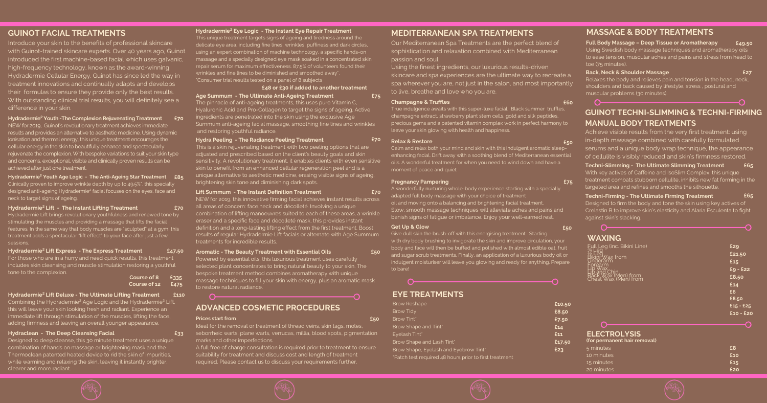## GUINOT FACIAL TREATMENTS

Introduce your skin to the benefits of professional skincare with Guinot-trained skincare experts. Over 40 years ago, Guinot introduced the first machine-based facial which uses galvanic, high-frequency technology, known as the award-winning Hydradermie Cellular Energy. Guinot has since led the way in treatment innovations and continually adapts and develops their formulas to ensure they provide only the best results. With outstanding clinical trial results, you will definitely see a difference in your skin.

**Hydradermie² Youth - The Complexion Rejuvenating Treatment** **£70**
NEW for 2019, Guinot's revolutionary treatment achieves immediate results and provides an alternative to aesthetic medicine. Using dynamic ionisation and thermal energy, this unique treatment encourages the cellular energy in the skin to beautifully enhance and spectacularly rejuvenate the complexion. With bespoke variations to suit your skin type and concerns, exceptional, visible and clinically proven results can be achieved after just one treatment.

**Hydradermie² Youth Age Logic - The Anti-Ageing Star Treatment** **£85**
Clinically proven to improve wrinkle depth by up to 49.5%*, this specially designed anti-ageing Hydradermie² facial focuses on the eyes, face and neck to target signs of ageing.

**Hydradermie² Lift - The Instant Lifting Treatment** **£70**
Hydradermie Lift brings revolutionary youthfulness and renewed tone by stimulating the muscles and providing a massage that lifts the facial features. In the same way that body muscles are "sculpted" at a gym, this treatment adds a spectacular "lift effect" to your face after just a few sessions.

**Hydradermie² Lift Express - The Express Treatment** **£47.50**
For those who are in a hurry and need quick results, this treatment includes skin cleansing and muscle stimulation restoring a youthful tone to the complexion.

| | |
|---|---|
| Course of 8 | £335 |
| Course of 12 | £475 |

**Hydradermie² Lift Deluxe - The Ultimate Lifting Treatment** **£110**
Combining the Hydradermie² Age Logic and the Hydradermie² Lift, this will leave your skin looking fresh and radiant. Experience an immediate lift through stimulation of the muscles, lifting the face, adding firmness and leaving an overall younger appearance.

**Hydraclean - The Deep Cleansing Facial** **£33**
Designed to deep cleanse, this 30 minute treatment uses a unique combination of hands on massage or brightening mask and the Thermoclean patented heated device to rid the skin of impurities, while warming and relaxing the skin, leaving it instantly brighter, clearer and more radiant.

**Hydradermie² Eye Logic - The Instant Eye Repair Treatment**
This unique treatment targets signs of ageing and tiredness around the delicate eye area, including fine lines, wrinkles, puffiness and dark circles, using an expert combination of machine technology, a specific hands-on massage and a specially designed eye mask soaked in a concentrated skin repair serum for maximum effectiveness. 87.5% of volunteers found their wrinkles and fine lines to be diminished and smoothed away*.
*Consumer trial results tested on a panel of 8 subjects

**£48 or £30 if added to another treatment**

**Age Summum - The Ultimate Anti-Ageing Treatment** **£75**
The pinnacle of anti-ageing treatments, this uses pure Vitamin C, Hyaluronic Acid and Pro-Collagen to target the signs of ageing. Active ingredients are penetrated into the skin using the exclusive Age Summum anti-ageing facial massage, smoothing fine lines and wrinkles and restoring youthful radiance.

**Hydra Peeling - The Radiance Peeling Treatment** **£70**
This is a skin rejuvenating treatment with two peeling options that are adjusted and prescribed based on the client's beauty goals and skin sensitivity. A revolutionary treatment, it enables clients with even sensitive skin to benefit from an enhanced cellular regeneration peel and is a unique alternative to aesthetic medicine, erasing visible signs of ageing, brightening skin tone and diminishing dark spots.

**Lift Summum - The Instant Definition Treatment** **£70**
NEW for 2019, this innovative firming facial achieves instant results across all areas of concern: face,neck and décolleté. Involving a unique combination of lifting manoeuvres suited to each of these areas, a wrinkle eraser and a specific face and décolleté mask, this provides instant definition and a long-lasting lifting effect from the first treatment. Boost results of regular Hydradermie Lift facials or alternate with Age Summum treatments for incredible results.

**Aromatic - The Beauty Treatment with Essential Oils** **£50**
Powered by essential oils, this luxurious treatment uses carefully selected plant concentrates to bring natural beauty to your skin. The bespoke treatment method combines aromatherapy with unique massage techniques to fill your skin with energy, plus an aromatic mask to restore natural radiance.

## ADVANCED COSMETIC PROCEDURES

**Prices start from** **£50**
Ideal for the removal or treatment of thread veins, skin tags, moles, seborrheic warts, plane warts, verrucas, millia, blood spots, pigmentation marks and other imperfections.
A full free of charge consultation is required prior to treatment to ensure suitability for treatment and discuss cost and length of treatment required. Please contact us to discuss your requirements further.

## MEDITERRANEAN SPA TREATMENTS

Our Mediterranean Spa Treatments are the perfect blend of sophistication and relaxation combined with Mediterranean passion and soul.
Using the finest ingredients, our luxurious results-driven skincare and spa experiences are the ultimate way to recreate a spa wherever you are, not just in the salon, and most importantly to live, breathe and love who you are.

**Champagne & Truffles** **£60**
True indulgence awaits with this super-luxe facial. Black summer truffles, champagne extract, strawberry plant stem cells, gold and silk peptides, precious gems and a patented vitamin complex work in perfect harmony to leave your skin glowing with health and happiness.

**Relax & Restore** **£50**
Calm and relax both your mind and skin with this indulgent aromatic sleep-enhancing facial. Drift away with a soothing blend of Mediterranean essential oils. A wonderful treatment for when you need to wind down and have a moment of peace and quiet.

**Pregnancy Pampering** **£75**
A wonderfully nurturing whole-body experience starting with a specially adapted full body massage with your choice of treatment oil and moving onto a balancing and brightening facial treatment. Slow, smooth massage techniques will alleviate aches and pains and banish signs of fatigue or imbalance. Enjoy your well-earned rest.

**Get Up & Glow** **£50**
Give dull skin the brush-off with this energising treatment. Starting with dry body brushing to invigorate the skin and improve circulation, your body and face will then be buffed and polished with almost edible oat, fruit and sugar scrub treatments. Finally, an application of a luxurious body oil or indulgent moisturiser will leave you glowing and ready for anything. Prepare to bare!

## EYE TREATMENTS

| | |
|---|---|
| Brow Reshape | £10.50 |
| Brow Tidy | £8.50 |
| Brow Tint* | £7.50 |
| Brow Shape and Tint* | £14 |
| Eyelash Tint* | £11 |
| Brow Shape and Lash Tint* | £17.50 |
| Brow Shape, Eyelash and Eyebrow Tint* | £23 |

*Patch test required 48 hours prior to first treatment

## MASSAGE & BODY TREATMENTS

**Full Body Massage – Deep Tissue or Aromatherapy** **£49.50**
Using Swedish body massage techniques and aromatherapy oils to ease tension, muscular aches and pains and stress from head to toe (75 minutes).

**Back, Neck & Shoulder Massage** **£27**
Relaxes the body and relieves pain and tension in the head, neck, shoulders and back caused by lifestyle, stress , postural and muscular problems (30 minutes).

## GUINOT TECHNI-SLIMMING & TECHNI-FIRMING MANUAL BODY TREATMENTS

Achieve visible results from the very first treatment: using in-depth massage combined with carefully formulated serums and a unique body wrap technique, the appearance of cellulite is visibly reduced and skin's firmness restored.

**Techni-Slimming - The Ultimate Slimming Treatment** **£65**
With key actives of Caffeine and IsoSlim Complex, this unique treatment combats stubborn cellulite, inhibits new fat forming in the targeted area and refines and smooths the silhouette.

**Techni-Firming - The Ultimate Firming Treatment** **£65**
Designed to firm the body and tone the skin using key actives of Crelastin B to improve skin's elasticity and Alaria Esculenta to fight against skin's slacking.

## WAXING

| | |
|---|---|
| Full Leg (inc. Bikini Line) | £29 |
| ¾ Leg | £21.50 |
| ½ Leg | £15 |
| Bikini Wax from | £9 - £22 |
| Underarm | £8.50 |
| Forearm | £14 |
| Lip Wax | £6 |
| Lip and Chin | £8.50 |
| Back Wax (Men) from | £15 - £25 |
| Chest Wax (Men) from | £10 - £20 |

## ELECTROLYSIS
**(for permanent hair removal)**

| | |
|---|---|
| 5 minutes | £8 |
| 10 minutes | £10 |
| 15 minutes | £15 |
| 20 minutes | £20 |